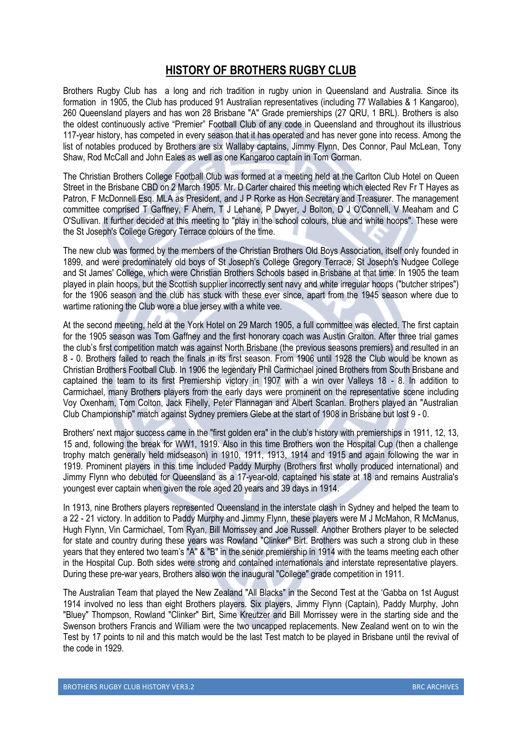# HISTORY OF BROTHERS RUGBY CLUB

Brothers Rugby Club has a long and rich tradition in rugby union in Queensland and Australia. Since its formation in 1905, the Club has produced 91 Australian representatives (including 77 Wallabies & 1 Kangaroo), 260 Queensland players and has won 28 Brisbane "A" Grade premierships (27 QRU, 1 BRL). Brothers is also the oldest continuously active "Premier" Football Club of any code in Queensland and throughout its illustrious 117-year history, has competed in every season that it has operated and has never gone into recess. Among the list of notables produced by Brothers are six Wallaby captains, Jimmy Flynn, Des Connor, Paul McLean, Tony Shaw, Rod McCall and John Eales as well as one Kangaroo captain in Tom Gorman.

The Christian Brothers College Football Club was formed at a meeting held at the Carlton Club Hotel on Queen Street in the Brisbane CBD on 2 March 1905. Mr. D Carter chaired this meeting which elected Rev Fr T Hayes as Patron, F McDonnell Esq. MLA as President, and J P Rorke as Hon Secretary and Treasurer. The management committee comprised T Gaffney, F Ahern, T J Lehane, P Dwyer, J Bolton, D J O'Connell, V Meaham and C O'Sullivan. It further decided at this meeting to "play in the school colours, blue and white hoops". These were the St Joseph's College Gregory Terrace colours of the time.

The new club was formed by the members of the Christian Brothers Old Boys Association, itself only founded in 1899, and were predominately old boys of St Joseph's College Gregory Terrace, St Joseph's Nudgee College and St James' College, which were Christian Brothers Schools based in Brisbane at that time. In 1905 the team played in plain hoops, but the Scottish supplier incorrectly sent navy and white irregular hoops ("butcher stripes") for the 1906 season and the club has stuck with these ever since, apart from the 1945 season where due to wartime rationing the Club wore a blue jersey with a white vee.

At the second meeting, held at the York Hotel on 29 March 1905, a full committee was elected. The first captain for the 1905 season was Tom Gaffney and the first honorary coach was Austin Gralton. After three trial games the club's first competition match was against North Brisbane (the previous seasons premiers) and resulted in an 8 - 0. Brothers failed to reach the finals in its first season. From 1906 until 1928 the Club would be known as Christian Brothers Football Club. In 1906 the legendary Phil Carmichael joined Brothers from South Brisbane and captained the team to its first Premiership victory in 1907 with a win over Valleys 18 - 8. In addition to Carmichael, many Brothers players from the early days were prominent on the representative scene including Voy Oxenham, Tom Colton, Jack Fihelly, Peter Flannagan and Albert Scanlan. Brothers played an "Australian Club Championship" match against Sydney premiers Glebe at the start of 1908 in Brisbane but lost 9 - 0.

Brothers' next major success came in the "first golden era" in the club's history with premierships in 1911, 12, 13, 15 and, following the break for WW1, 1919. Also in this time Brothers won the Hospital Cup (then a challenge trophy match generally held midseason) in 1910, 1911, 1913, 1914 and 1915 and again following the war in 1919. Prominent players in this time included Paddy Murphy (Brothers first wholly produced international) and Jimmy Flynn who debuted for Queensland as a 17-year-old, captained his state at 18 and remains Australia's youngest ever captain when given the role aged 20 years and 39 days in 1914.

In 1913, nine Brothers players represented Queensland in the interstate clash in Sydney and helped the team to a 22 - 21 victory. In addition to Paddy Murphy and Jimmy Flynn, these players were M J McMahon, R McManus, Hugh Flynn, Vin Carmichael, Tom Ryan, Bill Morrissey and Joe Russell. Another Brothers player to be selected for state and country during these years was Rowland "Clinker" Birt. Brothers was such a strong club in these years that they entered two team's "A" & "B" in the senior premiership in 1914 with the teams meeting each other in the Hospital Cup. Both sides were strong and contained internationals and interstate representative players. During these pre-war years, Brothers also won the inaugural "College" grade competition in 1911.

The Australian Team that played the New Zealand "All Blacks" in the Second Test at the 'Gabba on 1st August 1914 involved no less than eight Brothers players. Six players, Jimmy Flynn (Captain), Paddy Murphy, John "Bluey" Thompson, Rowland "Clinker" Birt, Sime Kreutzer and Bill Morrissey were in the starting side and the Swenson brothers Francis and William were the two uncapped replacements. New Zealand went on to win the Test by 17 points to nil and this match would be the last Test match to be played in Brisbane until the revival of the code in 1929.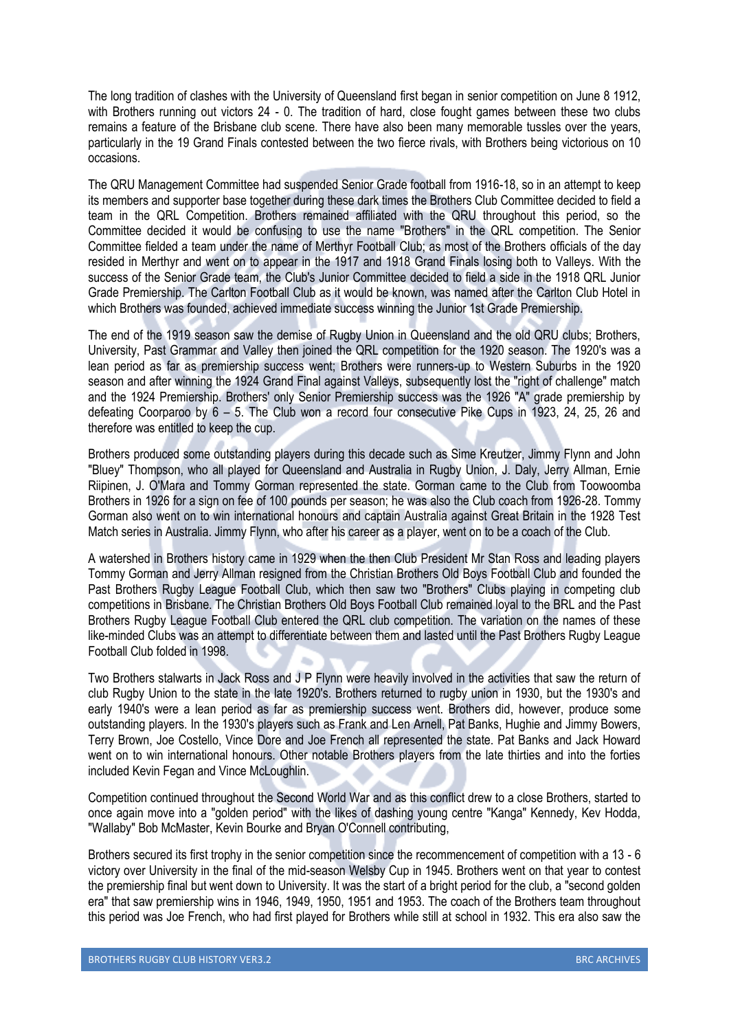The long tradition of clashes with the University of Queensland first began in senior competition on June 8 1912, with Brothers running out victors 24 - 0. The tradition of hard, close fought games between these two clubs remains a feature of the Brisbane club scene. There have also been many memorable tussles over the years, particularly in the 19 Grand Finals contested between the two fierce rivals, with Brothers being victorious on 10 occasions.

The QRU Management Committee had suspended Senior Grade football from 1916-18, so in an attempt to keep its members and supporter base together during these dark times the Brothers Club Committee decided to field a team in the QRL Competition. Brothers remained affiliated with the QRU throughout this period, so the Committee decided it would be confusing to use the name "Brothers" in the QRL competition. The Senior Committee fielded a team under the name of Merthyr Football Club; as most of the Brothers officials of the day resided in Merthyr and went on to appear in the 1917 and 1918 Grand Finals losing both to Valleys. With the success of the Senior Grade team, the Club's Junior Committee decided to field a side in the 1918 QRL Junior Grade Premiership. The Carlton Football Club as it would be known, was named after the Carlton Club Hotel in which Brothers was founded, achieved immediate success winning the Junior 1st Grade Premiership.

The end of the 1919 season saw the demise of Rugby Union in Queensland and the old QRU clubs; Brothers, University, Past Grammar and Valley then joined the QRL competition for the 1920 season. The 1920's was a lean period as far as premiership success went; Brothers were runners-up to Western Suburbs in the 1920 season and after winning the 1924 Grand Final against Valleys, subsequently lost the "right of challenge" match and the 1924 Premiership. Brothers' only Senior Premiership success was the 1926 "A" grade premiership by defeating Coorparoo by 6 – 5. The Club won a record four consecutive Pike Cups in 1923, 24, 25, 26 and therefore was entitled to keep the cup.

Brothers produced some outstanding players during this decade such as Sime Kreutzer, Jimmy Flynn and John "Bluey" Thompson, who all played for Queensland and Australia in Rugby Union, J. Daly, Jerry Allman, Ernie Riipinen, J. O'Mara and Tommy Gorman represented the state. Gorman came to the Club from Toowoomba Brothers in 1926 for a sign on fee of 100 pounds per season; he was also the Club coach from 1926-28. Tommy Gorman also went on to win international honours and captain Australia against Great Britain in the 1928 Test Match series in Australia. Jimmy Flynn, who after his career as a player, went on to be a coach of the Club.

A watershed in Brothers history came in 1929 when the then Club President Mr Stan Ross and leading players Tommy Gorman and Jerry Allman resigned from the Christian Brothers Old Boys Football Club and founded the Past Brothers Rugby League Football Club, which then saw two "Brothers" Clubs playing in competing club competitions in Brisbane. The Christian Brothers Old Boys Football Club remained loyal to the BRL and the Past Brothers Rugby League Football Club entered the QRL club competition. The variation on the names of these like-minded Clubs was an attempt to differentiate between them and lasted until the Past Brothers Rugby League Football Club folded in 1998.

Two Brothers stalwarts in Jack Ross and J P Flynn were heavily involved in the activities that saw the return of club Rugby Union to the state in the late 1920's. Brothers returned to rugby union in 1930, but the 1930's and early 1940's were a lean period as far as premiership success went. Brothers did, however, produce some outstanding players. In the 1930's players such as Frank and Len Arnell, Pat Banks, Hughie and Jimmy Bowers, Terry Brown, Joe Costello, Vince Dore and Joe French all represented the state. Pat Banks and Jack Howard went on to win international honours. Other notable Brothers players from the late thirties and into the forties included Kevin Fegan and Vince McLoughlin.

Competition continued throughout the Second World War and as this conflict drew to a close Brothers, started to once again move into a "golden period" with the likes of dashing young centre "Kanga" Kennedy, Kev Hodda, "Wallaby" Bob McMaster, Kevin Bourke and Bryan O'Connell contributing,

Brothers secured its first trophy in the senior competition since the recommencement of competition with a 13 - 6 victory over University in the final of the mid-season Welsby Cup in 1945. Brothers went on that year to contest the premiership final but went down to University. It was the start of a bright period for the club, a "second golden era" that saw premiership wins in 1946, 1949, 1950, 1951 and 1953. The coach of the Brothers team throughout this period was Joe French, who had first played for Brothers while still at school in 1932. This era also saw the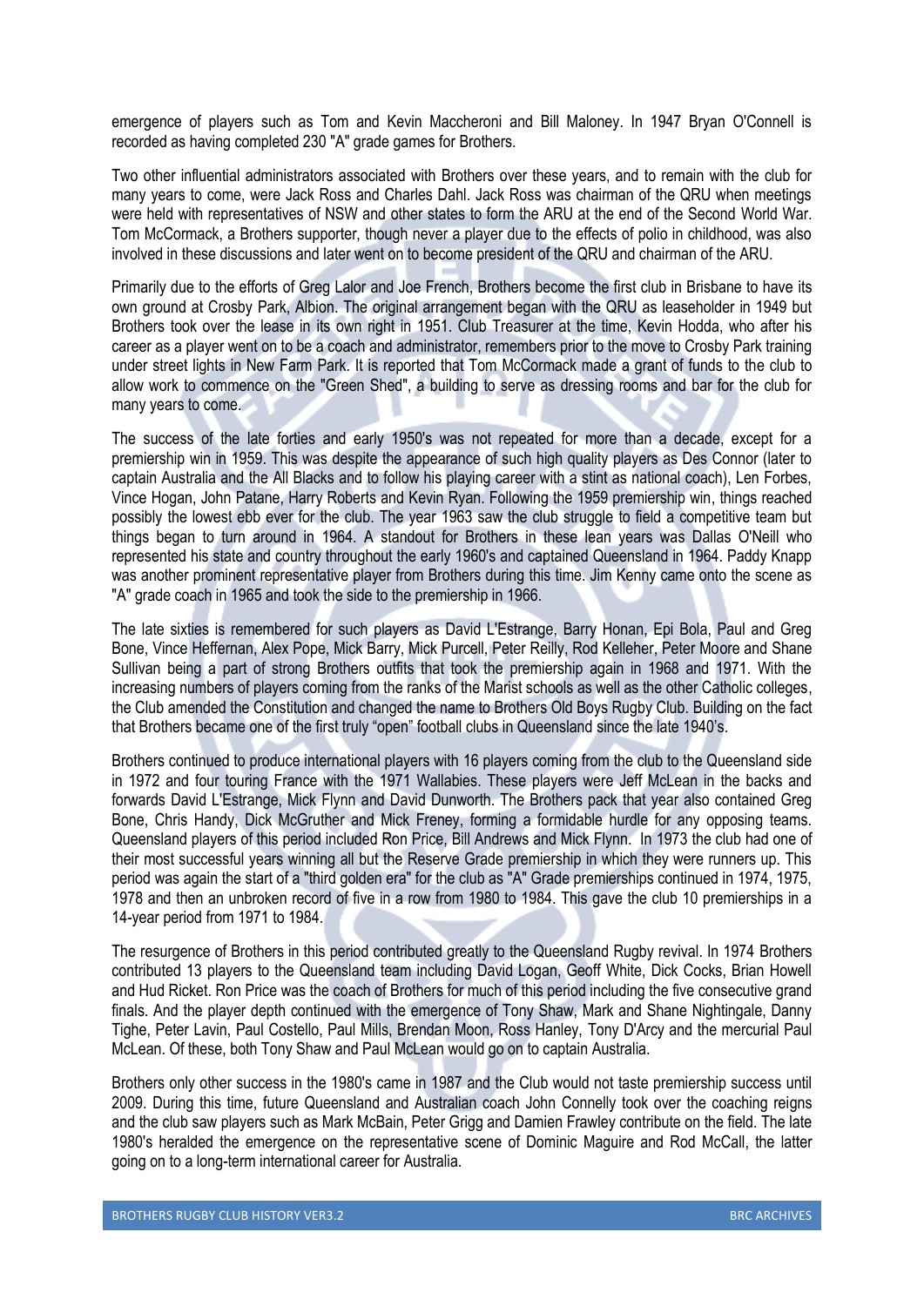emergence of players such as Tom and Kevin Maccheroni and Bill Maloney. In 1947 Bryan O'Connell is recorded as having completed 230 "A" grade games for Brothers.

Two other influential administrators associated with Brothers over these years, and to remain with the club for many years to come, were Jack Ross and Charles Dahl. Jack Ross was chairman of the QRU when meetings were held with representatives of NSW and other states to form the ARU at the end of the Second World War. Tom McCormack, a Brothers supporter, though never a player due to the effects of polio in childhood, was also involved in these discussions and later went on to become president of the QRU and chairman of the ARU.

Primarily due to the efforts of Greg Lalor and Joe French, Brothers become the first club in Brisbane to have its own ground at Crosby Park, Albion. The original arrangement began with the QRU as leaseholder in 1949 but Brothers took over the lease in its own right in 1951. Club Treasurer at the time, Kevin Hodda, who after his career as a player went on to be a coach and administrator, remembers prior to the move to Crosby Park training under street lights in New Farm Park. It is reported that Tom McCormack made a grant of funds to the club to allow work to commence on the "Green Shed", a building to serve as dressing rooms and bar for the club for many years to come.

The success of the late forties and early 1950's was not repeated for more than a decade, except for a premiership win in 1959. This was despite the appearance of such high quality players as Des Connor (later to captain Australia and the All Blacks and to follow his playing career with a stint as national coach), Len Forbes, Vince Hogan, John Patane, Harry Roberts and Kevin Ryan. Following the 1959 premiership win, things reached possibly the lowest ebb ever for the club. The year 1963 saw the club struggle to field a competitive team but things began to turn around in 1964. A standout for Brothers in these lean years was Dallas O'Neill who represented his state and country throughout the early 1960's and captained Queensland in 1964. Paddy Knapp was another prominent representative player from Brothers during this time. Jim Kenny came onto the scene as "A" grade coach in 1965 and took the side to the premiership in 1966.

The late sixties is remembered for such players as David L'Estrange, Barry Honan, Epi Bola, Paul and Greg Bone, Vince Heffernan, Alex Pope, Mick Barry, Mick Purcell, Peter Reilly, Rod Kelleher, Peter Moore and Shane Sullivan being a part of strong Brothers outfits that took the premiership again in 1968 and 1971. With the increasing numbers of players coming from the ranks of the Marist schools as well as the other Catholic colleges, the Club amended the Constitution and changed the name to Brothers Old Boys Rugby Club. Building on the fact that Brothers became one of the first truly "open" football clubs in Queensland since the late 1940's.

Brothers continued to produce international players with 16 players coming from the club to the Queensland side in 1972 and four touring France with the 1971 Wallabies. These players were Jeff McLean in the backs and forwards David L'Estrange, Mick Flynn and David Dunworth. The Brothers pack that year also contained Greg Bone, Chris Handy, Dick McGruther and Mick Freney, forming a formidable hurdle for any opposing teams. Queensland players of this period included Ron Price, Bill Andrews and Mick Flynn. In 1973 the club had one of their most successful years winning all but the Reserve Grade premiership in which they were runners up. This period was again the start of a "third golden era" for the club as "A" Grade premierships continued in 1974, 1975, 1978 and then an unbroken record of five in a row from 1980 to 1984. This gave the club 10 premierships in a 14-year period from 1971 to 1984.

The resurgence of Brothers in this period contributed greatly to the Queensland Rugby revival. In 1974 Brothers contributed 13 players to the Queensland team including David Logan, Geoff White, Dick Cocks, Brian Howell and Hud Ricket. Ron Price was the coach of Brothers for much of this period including the five consecutive grand finals. And the player depth continued with the emergence of Tony Shaw, Mark and Shane Nightingale, Danny Tighe, Peter Lavin, Paul Costello, Paul Mills, Brendan Moon, Ross Hanley, Tony D'Arcy and the mercurial Paul McLean. Of these, both Tony Shaw and Paul McLean would go on to captain Australia.

Brothers only other success in the 1980's came in 1987 and the Club would not taste premiership success until 2009. During this time, future Queensland and Australian coach John Connelly took over the coaching reigns and the club saw players such as Mark McBain, Peter Grigg and Damien Frawley contribute on the field. The late 1980's heralded the emergence on the representative scene of Dominic Maguire and Rod McCall, the latter going on to a long-term international career for Australia.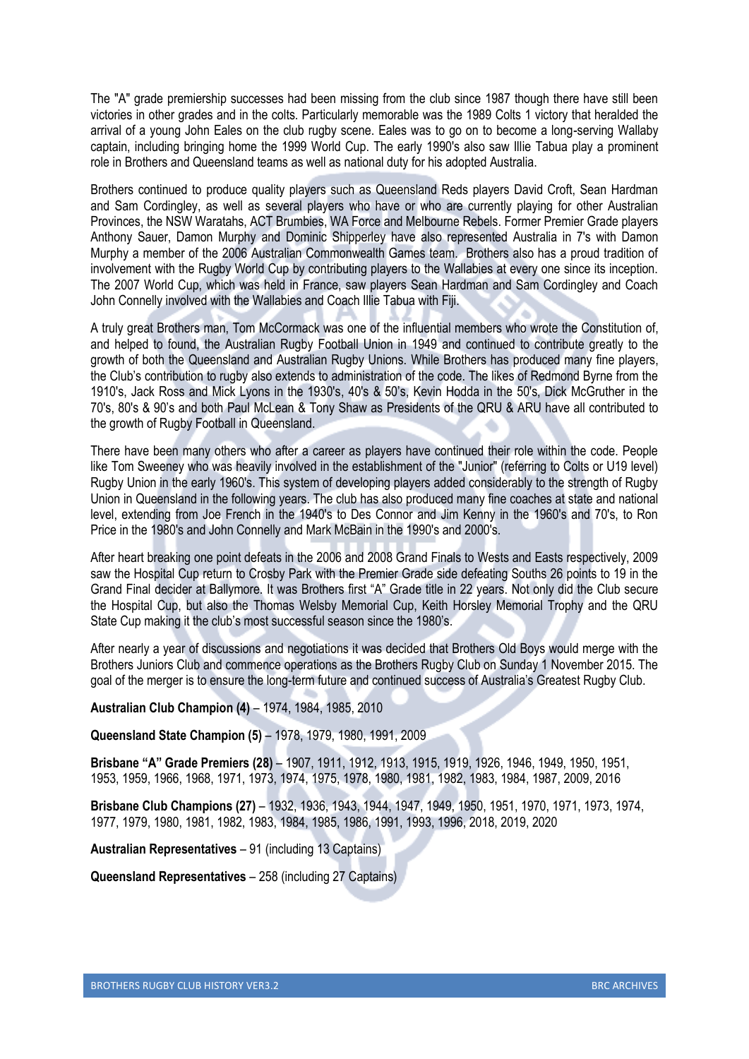The "A" grade premiership successes had been missing from the club since 1987 though there have still been victories in other grades and in the colts. Particularly memorable was the 1989 Colts 1 victory that heralded the arrival of a young John Eales on the club rugby scene. Eales was to go on to become a long-serving Wallaby captain, including bringing home the 1999 World Cup. The early 1990's also saw Illie Tabua play a prominent role in Brothers and Queensland teams as well as national duty for his adopted Australia.

Brothers continued to produce quality players such as Queensland Reds players David Croft, Sean Hardman and Sam Cordingley, as well as several players who have or who are currently playing for other Australian Provinces, the NSW Waratahs, ACT Brumbies, WA Force and Melbourne Rebels. Former Premier Grade players Anthony Sauer, Damon Murphy and Dominic Shipperley have also represented Australia in 7's with Damon Murphy a member of the 2006 Australian Commonwealth Games team. Brothers also has a proud tradition of involvement with the Rugby World Cup by contributing players to the Wallabies at every one since its inception. The 2007 World Cup, which was held in France, saw players Sean Hardman and Sam Cordingley and Coach John Connelly involved with the Wallabies and Coach Illie Tabua with Fiji.

A truly great Brothers man, Tom McCormack was one of the influential members who wrote the Constitution of, and helped to found, the Australian Rugby Football Union in 1949 and continued to contribute greatly to the growth of both the Queensland and Australian Rugby Unions. While Brothers has produced many fine players, the Club's contribution to rugby also extends to administration of the code. The likes of Redmond Byrne from the 1910's, Jack Ross and Mick Lyons in the 1930's, 40's & 50's, Kevin Hodda in the 50's, Dick McGruther in the 70's, 80's & 90's and both Paul McLean & Tony Shaw as Presidents of the QRU & ARU have all contributed to the growth of Rugby Football in Queensland.

There have been many others who after a career as players have continued their role within the code. People like Tom Sweeney who was heavily involved in the establishment of the "Junior" (referring to Colts or U19 level) Rugby Union in the early 1960's. This system of developing players added considerably to the strength of Rugby Union in Queensland in the following years. The club has also produced many fine coaches at state and national level, extending from Joe French in the 1940's to Des Connor and Jim Kenny in the 1960's and 70's, to Ron Price in the 1980's and John Connelly and Mark McBain in the 1990's and 2000's.

After heart breaking one point defeats in the 2006 and 2008 Grand Finals to Wests and Easts respectively, 2009 saw the Hospital Cup return to Crosby Park with the Premier Grade side defeating Souths 26 points to 19 in the Grand Final decider at Ballymore. It was Brothers first "A" Grade title in 22 years. Not only did the Club secure the Hospital Cup, but also the Thomas Welsby Memorial Cup, Keith Horsley Memorial Trophy and the QRU State Cup making it the club's most successful season since the 1980's.

After nearly a year of discussions and negotiations it was decided that Brothers Old Boys would merge with the Brothers Juniors Club and commence operations as the Brothers Rugby Club on Sunday 1 November 2015. The goal of the merger is to ensure the long-term future and continued success of Australia's Greatest Rugby Club.

**Australian Club Champion (4)** – 1974, 1984, 1985, 2010

**Queensland State Champion (5)** – 1978, 1979, 1980, 1991, 2009

**Brisbane "A" Grade Premiers (28)** – 1907, 1911, 1912, 1913, 1915, 1919, 1926, 1946, 1949, 1950, 1951, 1953, 1959, 1966, 1968, 1971, 1973, 1974, 1975, 1978, 1980, 1981, 1982, 1983, 1984, 1987, 2009, 2016

**Brisbane Club Champions (27)** – 1932, 1936, 1943, 1944, 1947, 1949, 1950, 1951, 1970, 1971, 1973, 1974, 1977, 1979, 1980, 1981, 1982, 1983, 1984, 1985, 1986, 1991, 1993, 1996, 2018, 2019, 2020

**Australian Representatives** – 91 (including 13 Captains)

**Queensland Representatives** – 258 (including 27 Captains)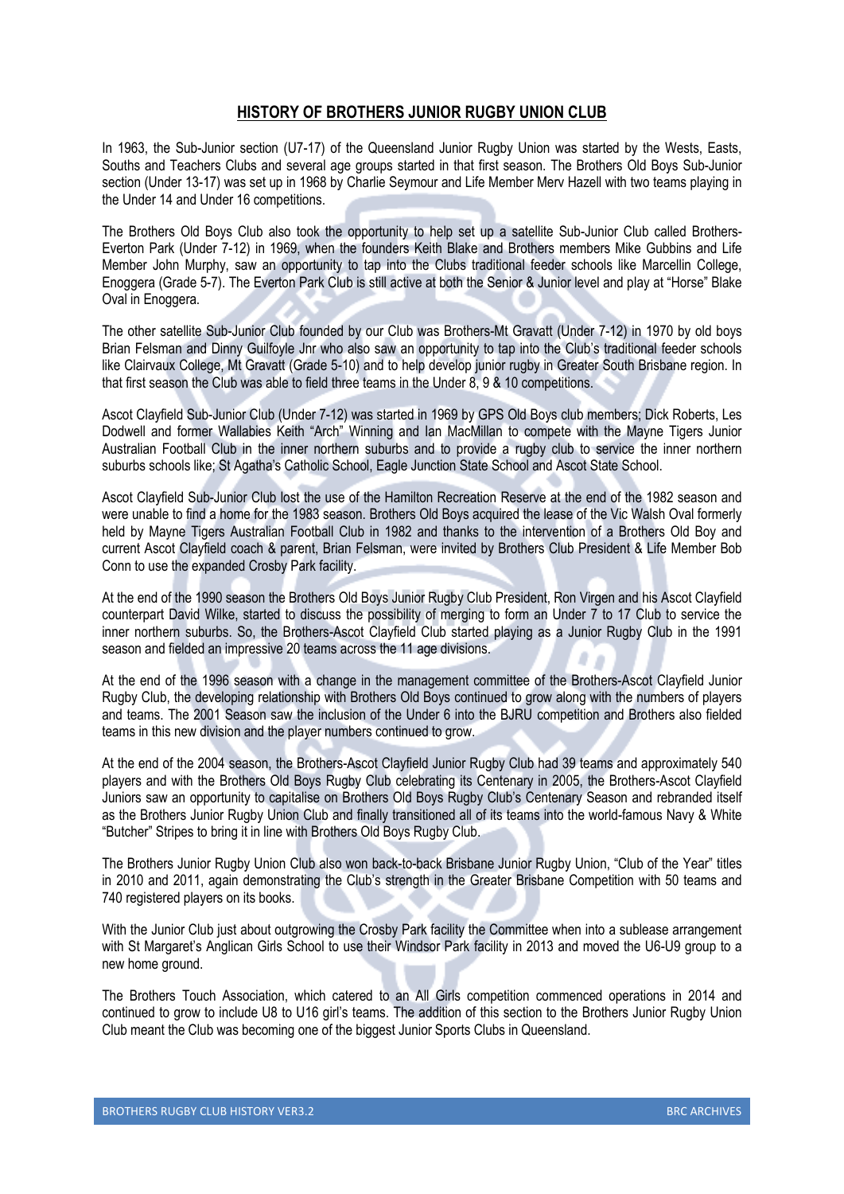## HISTORY OF BROTHERS JUNIOR RUGBY UNION CLUB

In 1963, the Sub-Junior section (U7-17) of the Queensland Junior Rugby Union was started by the Wests, Easts, Souths and Teachers Clubs and several age groups started in that first season. The Brothers Old Boys Sub-Junior section (Under 13-17) was set up in 1968 by Charlie Seymour and Life Member Merv Hazell with two teams playing in the Under 14 and Under 16 competitions.

The Brothers Old Boys Club also took the opportunity to help set up a satellite Sub-Junior Club called Brothers-Everton Park (Under 7-12) in 1969, when the founders Keith Blake and Brothers members Mike Gubbins and Life Member John Murphy, saw an opportunity to tap into the Clubs traditional feeder schools like Marcellin College, Enoggera (Grade 5-7). The Everton Park Club is still active at both the Senior & Junior level and play at "Horse" Blake Oval in Enoggera.

The other satellite Sub-Junior Club founded by our Club was Brothers-Mt Gravatt (Under 7-12) in 1970 by old boys Brian Felsman and Dinny Guilfoyle Jnr who also saw an opportunity to tap into the Club's traditional feeder schools like Clairvaux College, Mt Gravatt (Grade 5-10) and to help develop junior rugby in Greater South Brisbane region. In that first season the Club was able to field three teams in the Under 8, 9 & 10 competitions.

Ascot Clayfield Sub-Junior Club (Under 7-12) was started in 1969 by GPS Old Boys club members; Dick Roberts, Les Dodwell and former Wallabies Keith "Arch" Winning and Ian MacMillan to compete with the Mayne Tigers Junior Australian Football Club in the inner northern suburbs and to provide a rugby club to service the inner northern suburbs schools like; St Agatha's Catholic School, Eagle Junction State School and Ascot State School.

Ascot Clayfield Sub-Junior Club lost the use of the Hamilton Recreation Reserve at the end of the 1982 season and were unable to find a home for the 1983 season. Brothers Old Boys acquired the lease of the Vic Walsh Oval formerly held by Mayne Tigers Australian Football Club in 1982 and thanks to the intervention of a Brothers Old Boy and current Ascot Clayfield coach & parent, Brian Felsman, were invited by Brothers Club President & Life Member Bob Conn to use the expanded Crosby Park facility.

At the end of the 1990 season the Brothers Old Boys Junior Rugby Club President, Ron Virgen and his Ascot Clayfield counterpart David Wilke, started to discuss the possibility of merging to form an Under 7 to 17 Club to service the inner northern suburbs. So, the Brothers-Ascot Clayfield Club started playing as a Junior Rugby Club in the 1991 season and fielded an impressive 20 teams across the 11 age divisions.

At the end of the 1996 season with a change in the management committee of the Brothers-Ascot Clayfield Junior Rugby Club, the developing relationship with Brothers Old Boys continued to grow along with the numbers of players and teams. The 2001 Season saw the inclusion of the Under 6 into the BJRU competition and Brothers also fielded teams in this new division and the player numbers continued to grow.

At the end of the 2004 season, the Brothers-Ascot Clayfield Junior Rugby Club had 39 teams and approximately 540 players and with the Brothers Old Boys Rugby Club celebrating its Centenary in 2005, the Brothers-Ascot Clayfield Juniors saw an opportunity to capitalise on Brothers Old Boys Rugby Club's Centenary Season and rebranded itself as the Brothers Junior Rugby Union Club and finally transitioned all of its teams into the world-famous Navy & White "Butcher" Stripes to bring it in line with Brothers Old Boys Rugby Club.

The Brothers Junior Rugby Union Club also won back-to-back Brisbane Junior Rugby Union, "Club of the Year" titles in 2010 and 2011, again demonstrating the Club's strength in the Greater Brisbane Competition with 50 teams and 740 registered players on its books.

With the Junior Club just about outgrowing the Crosby Park facility the Committee when into a sublease arrangement with St Margaret's Anglican Girls School to use their Windsor Park facility in 2013 and moved the U6-U9 group to a new home ground.

The Brothers Touch Association, which catered to an All Girls competition commenced operations in 2014 and continued to grow to include U8 to U16 girl's teams. The addition of this section to the Brothers Junior Rugby Union Club meant the Club was becoming one of the biggest Junior Sports Clubs in Queensland.